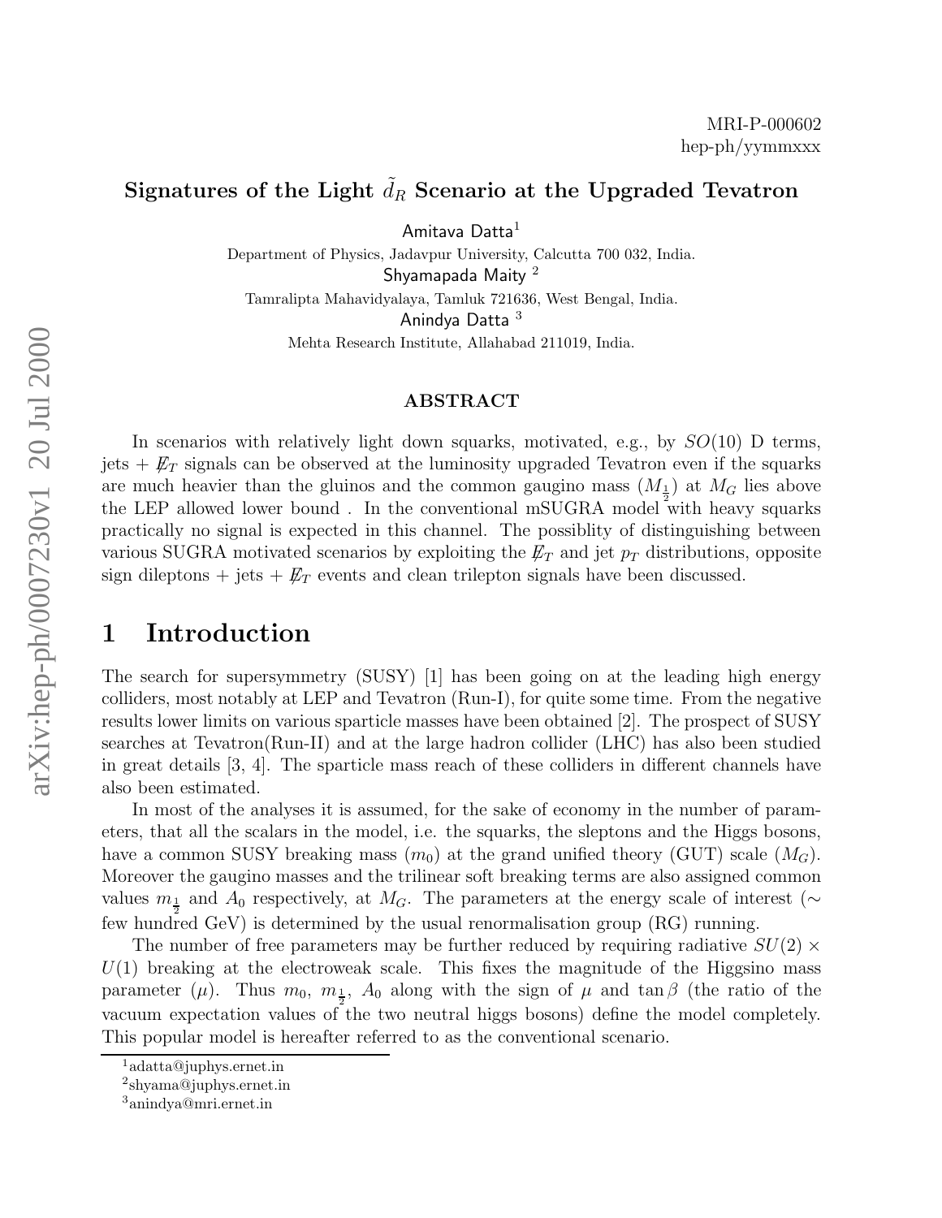MRI-P-000602
hep-ph/yymmxxx

# Signatures of the Light $\tilde{d}_R$ Scenario at the Upgraded Tevatron

Amitava Datta[1]
Department of Physics, Jadavpur University, Calcutta 700 032, India.
Shyamapada Maity [2]
Tamralipta Mahavidyalaya, Tamluk 721636, West Bengal, India.
Anindya Datta [3]
Mehta Research Institute, Allahabad 211019, India.

## ABSTRACT

In scenarios with relatively light down squarks, motivated, e.g., by $SO(10)$ D terms, jets + $\not{E}_T$ signals can be observed at the luminosity upgraded Tevatron even if the squarks are much heavier than the gluinos and the common gaugino mass ($M_{\frac{1}{2}}$) at $M_G$ lies above the LEP allowed lower bound . In the conventional mSUGRA model with heavy squarks practically no signal is expected in this channel. The possiblity of distinguishing between various SUGRA motivated scenarios by exploiting the $\not{E}_T$ and jet $p_T$ distributions, opposite sign dileptons + jets + $\not{E}_T$ events and clean trilepton signals have been discussed.

# 1 Introduction

The search for supersymmetry (SUSY) [1] has been going on at the leading high energy colliders, most notably at LEP and Tevatron (Run-I), for quite some time. From the negative results lower limits on various sparticle masses have been obtained [2]. The prospect of SUSY searches at Tevatron(Run-II) and at the large hadron collider (LHC) has also been studied in great details [3, 4]. The sparticle mass reach of these colliders in different channels have also been estimated.

In most of the analyses it is assumed, for the sake of economy in the number of parameters, that all the scalars in the model, i.e. the squarks, the sleptons and the Higgs bosons, have a common SUSY breaking mass ($m_0$) at the grand unified theory (GUT) scale ($M_G$). Moreover the gaugino masses and the trilinear soft breaking terms are also assigned common values $m_{\frac{1}{2}}$ and $A_0$ respectively, at $M_G$. The parameters at the energy scale of interest ($\sim$ few hundred GeV) is determined by the usual renormalisation group (RG) running.

The number of free parameters may be further reduced by requiring radiative $SU(2) \times U(1)$ breaking at the electroweak scale. This fixes the magnitude of the Higgsino mass parameter ($\mu$). Thus $m_0$, $m_{\frac{1}{2}}$, $A_0$ along with the sign of $\mu$ and $\tan\beta$ (the ratio of the vacuum expectation values of the two neutral higgs bosons) define the model completely. This popular model is hereafter referred to as the conventional scenario.

[1] adatta@juphys.ernet.in
[2] shyama@juphys.ernet.in
[3] anindya@mri.ernet.in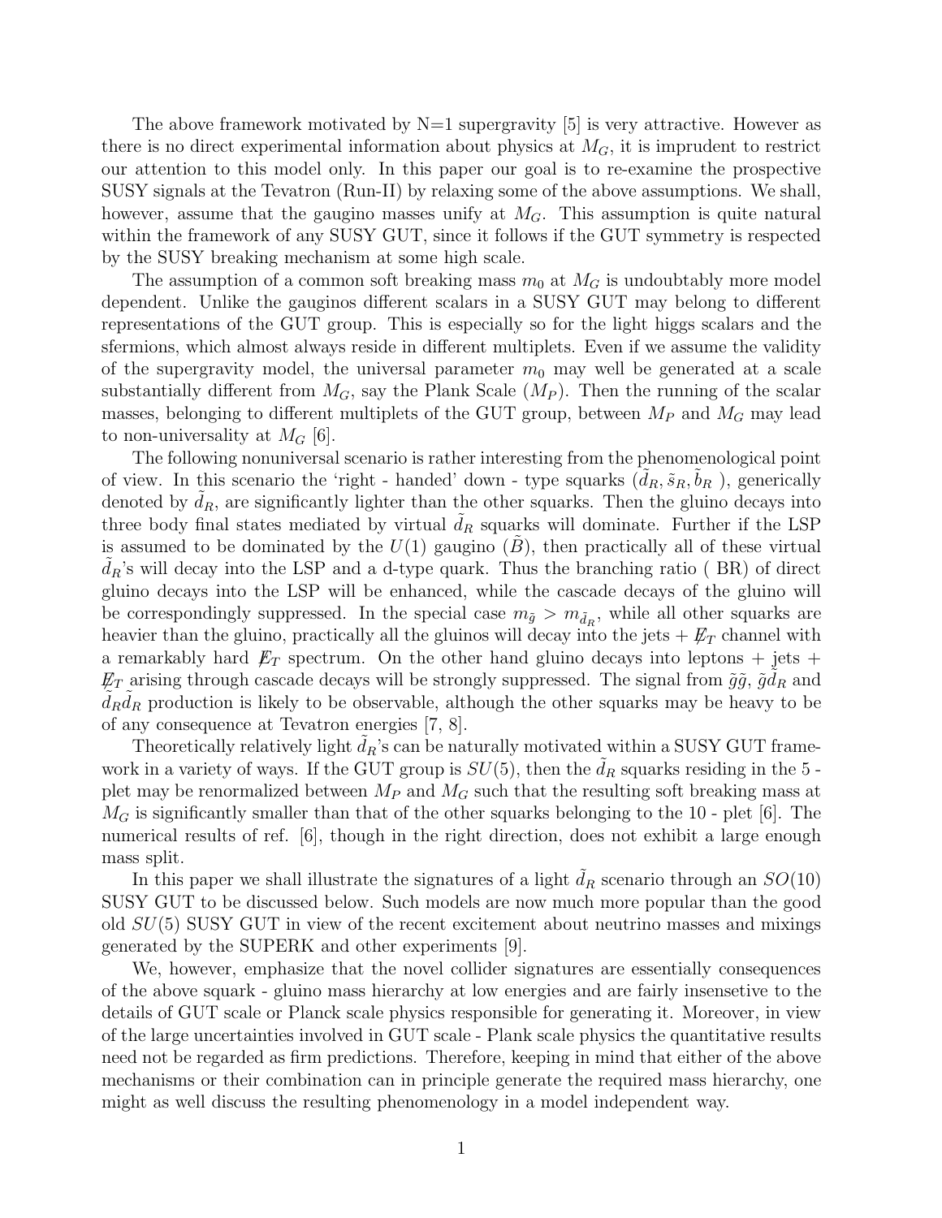The above framework motivated by N=1 supergravity [5] is very attractive. However as there is no direct experimental information about physics at $M_G$, it is imprudent to restrict our attention to this model only. In this paper our goal is to re-examine the prospective SUSY signals at the Tevatron (Run-II) by relaxing some of the above assumptions. We shall, however, assume that the gaugino masses unify at $M_G$. This assumption is quite natural within the framework of any SUSY GUT, since it follows if the GUT symmetry is respected by the SUSY breaking mechanism at some high scale.

The assumption of a common soft breaking mass $m_0$ at $M_G$ is undoubtably more model dependent. Unlike the gauginos different scalars in a SUSY GUT may belong to different representations of the GUT group. This is especially so for the light higgs scalars and the sfermions, which almost always reside in different multiplets. Even if we assume the validity of the supergravity model, the universal parameter $m_0$ may well be generated at a scale substantially different from $M_G$, say the Plank Scale ($M_P$). Then the running of the scalar masses, belonging to different multiplets of the GUT group, between $M_P$ and $M_G$ may lead to non-universality at $M_G$ [6].

The following nonuniversal scenario is rather interesting from the phenomenological point of view. In this scenario the 'right - handed' down - type squarks ($\tilde{d}_R, \tilde{s}_R, \tilde{b}_R$ ), generically denoted by $\tilde{d}_R$, are significantly lighter than the other squarks. Then the gluino decays into three body final states mediated by virtual $\tilde{d}_R$ squarks will dominate. Further if the LSP is assumed to be dominated by the $U(1)$ gaugino ($\tilde{B}$), then practically all of these virtual $\tilde{d}_R$'s will decay into the LSP and a d-type quark. Thus the branching ratio ( BR) of direct gluino decays into the LSP will be enhanced, while the cascade decays of the gluino will be correspondingly suppressed. In the special case $m_{\tilde{g}} > m_{\tilde{d}_R}$, while all other squarks are heavier than the gluino, practically all the gluinos will decay into the jets + $\not{E}_T$ channel with a remarkably hard $\not{E}_T$ spectrum. On the other hand gluino decays into leptons + jets + $\not{E}_T$ arising through cascade decays will be strongly suppressed. The signal from $\tilde{g}\tilde{g}$, $\tilde{g}\tilde{d}_R$ and $\tilde{d}_R\tilde{d}_R$ production is likely to be observable, although the other squarks may be heavy to be of any consequence at Tevatron energies [7, 8].

Theoretically relatively light $\tilde{d}_R$'s can be naturally motivated within a SUSY GUT framework in a variety of ways. If the GUT group is $SU(5)$, then the $\tilde{d}_R$ squarks residing in the 5 - plet may be renormalized between $M_P$ and $M_G$ such that the resulting soft breaking mass at $M_G$ is significantly smaller than that of the other squarks belonging to the 10 - plet [6]. The numerical results of ref. [6], though in the right direction, does not exhibit a large enough mass split.

In this paper we shall illustrate the signatures of a light $\tilde{d}_R$ scenario through an $SO(10)$ SUSY GUT to be discussed below. Such models are now much more popular than the good old $SU(5)$ SUSY GUT in view of the recent excitement about neutrino masses and mixings generated by the SUPERK and other experiments [9].

We, however, emphasize that the novel collider signatures are essentially consequences of the above squark - gluino mass hierarchy at low energies and are fairly insensetive to the details of GUT scale or Planck scale physics responsible for generating it. Moreover, in view of the large uncertainties involved in GUT scale - Plank scale physics the quantitative results need not be regarded as firm predictions. Therefore, keeping in mind that either of the above mechanisms or their combination can in principle generate the required mass hierarchy, one might as well discuss the resulting phenomenology in a model independent way.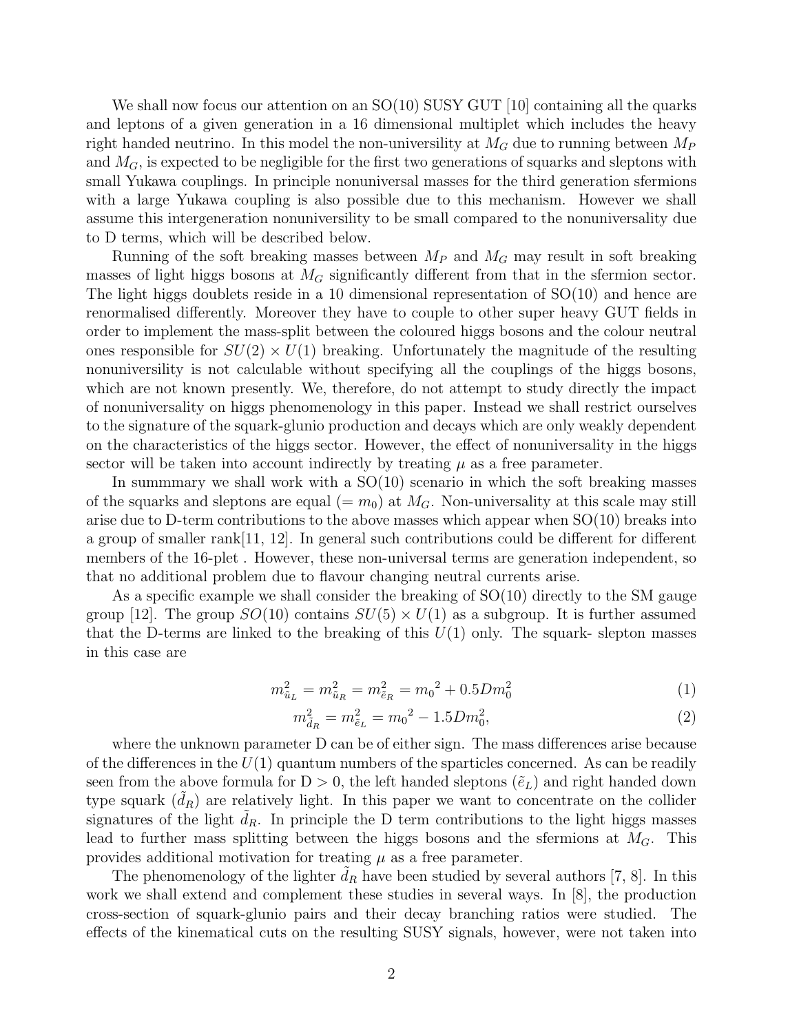We shall now focus our attention on an SO(10) SUSY GUT [10] containing all the quarks and leptons of a given generation in a 16 dimensional multiplet which includes the heavy right handed neutrino. In this model the non-universility at $M_G$ due to running between $M_P$ and $M_G$, is expected to be negligible for the first two generations of squarks and sleptons with small Yukawa couplings. In principle nonuniversal masses for the third generation sfermions with a large Yukawa coupling is also possible due to this mechanism. However we shall assume this intergeneration nonuniversility to be small compared to the nonuniversality due to D terms, which will be described below.

Running of the soft breaking masses between $M_P$ and $M_G$ may result in soft breaking masses of light higgs bosons at $M_G$ significantly different from that in the sfermion sector. The light higgs doublets reside in a 10 dimensional representation of SO(10) and hence are renormalised differently. Moreover they have to couple to other super heavy GUT fields in order to implement the mass-split between the coloured higgs bosons and the colour neutral ones responsible for $SU(2) \times U(1)$ breaking. Unfortunately the magnitude of the resulting nonuniversility is not calculable without specifying all the couplings of the higgs bosons, which are not known presently. We, therefore, do not attempt to study directly the impact of nonuniversality on higgs phenomenology in this paper. Instead we shall restrict ourselves to the signature of the squark-glunio production and decays which are only weakly dependent on the characteristics of the higgs sector. However, the effect of nonuniversality in the higgs sector will be taken into account indirectly by treating $\mu$ as a free parameter.

In summmary we shall work with a SO(10) scenario in which the soft breaking masses of the squarks and sleptons are equal ($= m_0$) at $M_G$. Non-universality at this scale may still arise due to D-term contributions to the above masses which appear when SO(10) breaks into a group of smaller rank[11, 12]. In general such contributions could be different for different members of the 16-plet . However, these non-universal terms are generation independent, so that no additional problem due to flavour changing neutral currents arise.

As a specific example we shall consider the breaking of SO(10) directly to the SM gauge group [12]. The group $SO(10)$ contains $SU(5) \times U(1)$ as a subgroup. It is further assumed that the D-terms are linked to the breaking of this $U(1)$ only. The squark- slepton masses in this case are

$$m^2_{\tilde{u}_L} = m^2_{\tilde{u}_R} = m^2_{\tilde{e}_R} = {m_0}^2 + 0.5Dm_0^2 \tag{1}$$

$$m^2_{\tilde{d}_R} = m^2_{\tilde{e}_L} = {m_0}^2 - 1.5Dm_0^2, \tag{2}$$

where the unknown parameter D can be of either sign. The mass differences arise because of the differences in the $U(1)$ quantum numbers of the sparticles concerned. As can be readily seen from the above formula for D > 0, the left handed sleptons ($\tilde{e}_L$) and right handed down type squark ($\tilde{d}_R$) are relatively light. In this paper we want to concentrate on the collider signatures of the light $\tilde{d}_R$. In principle the D term contributions to the light higgs masses lead to further mass splitting between the higgs bosons and the sfermions at $M_G$. This provides additional motivation for treating $\mu$ as a free parameter.

The phenomenology of the lighter $\tilde{d}_R$ have been studied by several authors [7, 8]. In this work we shall extend and complement these studies in several ways. In [8], the production cross-section of squark-glunio pairs and their decay branching ratios were studied. The effects of the kinematical cuts on the resulting SUSY signals, however, were not taken into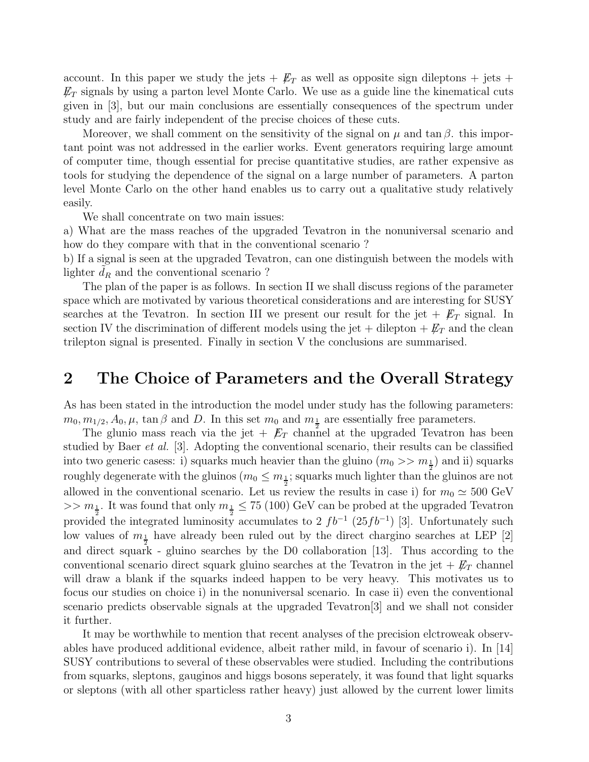account. In this paper we study the jets + $\not\!\!E_T$ as well as opposite sign dileptons + jets + $\not\!\!E_T$ signals by using a parton level Monte Carlo. We use as a guide line the kinematical cuts given in [3], but our main conclusions are essentially consequences of the spectrum under study and are fairly independent of the precise choices of these cuts.

Moreover, we shall comment on the sensitivity of the signal on $\mu$ and $\tan\beta$. this important point was not addressed in the earlier works. Event generators requiring large amount of computer time, though essential for precise quantitative studies, are rather expensive as tools for studying the dependence of the signal on a large number of parameters. A parton level Monte Carlo on the other hand enables us to carry out a qualitative study relatively easily.

We shall concentrate on two main issues:

a) What are the mass reaches of the upgraded Tevatron in the nonuniversal scenario and how do they compare with that in the conventional scenario ?

b) If a signal is seen at the upgraded Tevatron, can one distinguish between the models with lighter $\tilde{d}_R$ and the conventional scenario ?

The plan of the paper is as follows. In section II we shall discuss regions of the parameter space which are motivated by various theoretical considerations and are interesting for SUSY searches at the Tevatron. In section III we present our result for the jet + $\not\!\!E_T$ signal. In section IV the discrimination of different models using the jet + dilepton + $\not\!\!E_T$ and the clean trilepton signal is presented. Finally in section V the conclusions are summarised.

## 2 The Choice of Parameters and the Overall Strategy

As has been stated in the introduction the model under study has the following parameters: $m_0, m_{1/2}, A_0, \mu, \tan\beta$ and $D$. In this set $m_0$ and $m_{\frac{1}{2}}$ are essentially free parameters.

The glunio mass reach via the jet + $\not\!\!E_T$ channel at the upgraded Tevatron has been studied by Baer *et al.* [3]. Adopting the conventional scenario, their results can be classified into two generic casess: i) squarks much heavier than the gluino ($m_0 >> m_{\frac{1}{2}}$) and ii) squarks roughly degenerate with the gluinos ($m_0 \leq m_{\frac{1}{2}}$; squarks much lighter than the gluinos are not allowed in the conventional scenario. Let us review the results in case i) for $m_0 \simeq 500$ GeV $>> m_{\frac{1}{2}}$. It was found that only $m_{\frac{1}{2}} \leq 75$ (100) GeV can be probed at the upgraded Tevatron provided the integrated luminosity accumulates to 2 $fb^{-1}$ ($25 fb^{-1}$) [3]. Unfortunately such low values of $m_{\frac{1}{2}}$ have already been ruled out by the direct chargino searches at LEP [2] and direct squark - gluino searches by the D0 collaboration [13]. Thus according to the conventional scenario direct squark gluino searches at the Tevatron in the jet + $\not\!\!E_T$ channel will draw a blank if the squarks indeed happen to be very heavy. This motivates us to focus our studies on choice i) in the nonuniversal scenario. In case ii) even the conventional scenario predicts observable signals at the upgraded Tevatron[3] and we shall not consider it further.

It may be worthwhile to mention that recent analyses of the precision elctroweak observables have produced additional evidence, albeit rather mild, in favour of scenario i). In [14] SUSY contributions to several of these observables were studied. Including the contributions from squarks, sleptons, gauginos and higgs bosons seperately, it was found that light squarks or sleptons (with all other sparticless rather heavy) just allowed by the current lower limits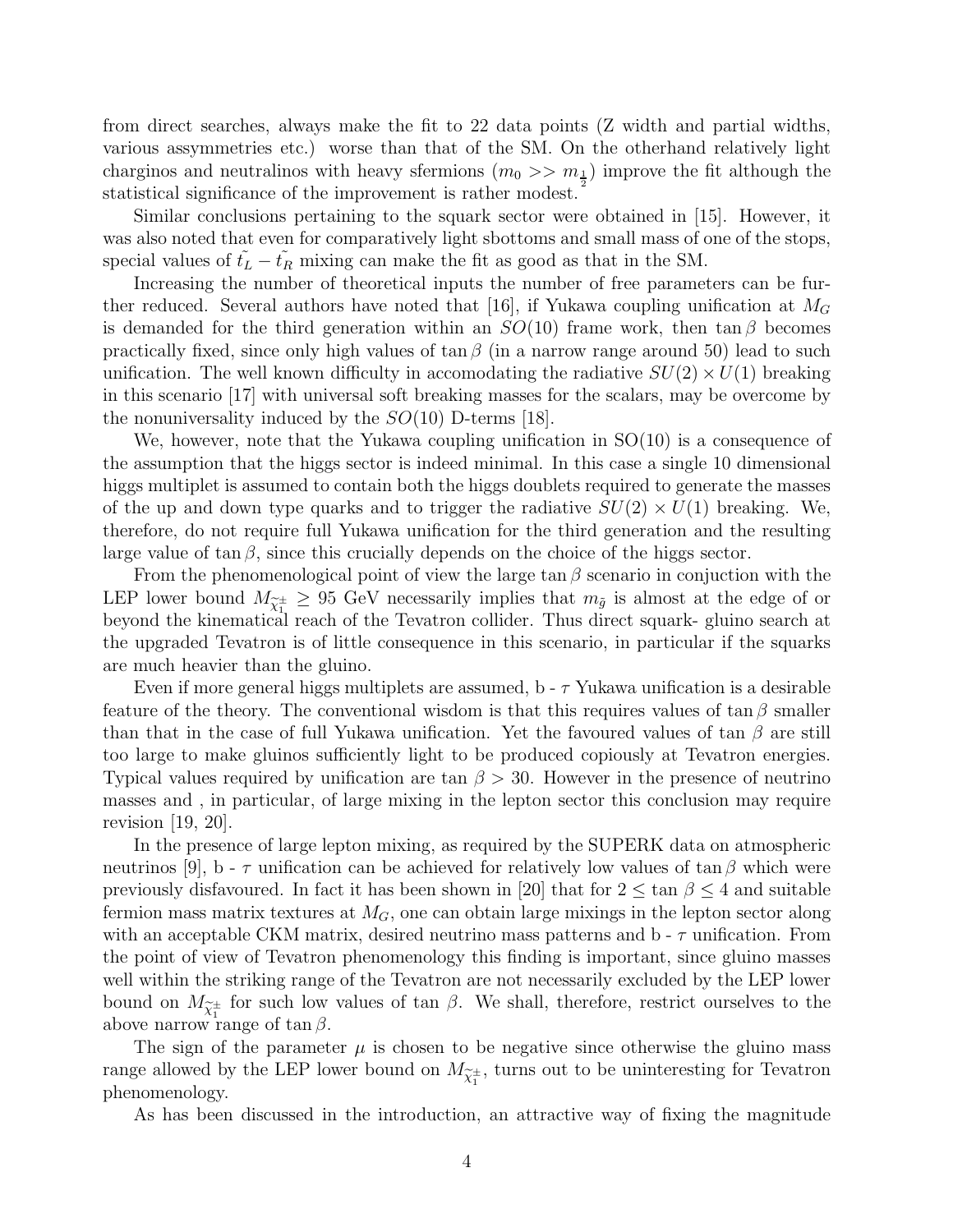from direct searches, always make the fit to 22 data points (Z width and partial widths, various assymmetries etc.) worse than that of the SM. On the otherhand relatively light charginos and neutralinos with heavy sfermions ($m_0 >> m_{\frac{1}{2}}$) improve the fit although the statistical significance of the improvement is rather modest.

Similar conclusions pertaining to the squark sector were obtained in [15]. However, it was also noted that even for comparatively light sbottoms and small mass of one of the stops, special values of $\tilde{t_L} - \tilde{t_R}$ mixing can make the fit as good as that in the SM.

Increasing the number of theoretical inputs the number of free parameters can be further reduced. Several authors have noted that [16], if Yukawa coupling unification at $M_G$ is demanded for the third generation within an $SO(10)$ frame work, then $\tan\beta$ becomes practically fixed, since only high values of $\tan\beta$ (in a narrow range around 50) lead to such unification. The well known difficulty in accomodating the radiative $SU(2) \times U(1)$ breaking in this scenario [17] with universal soft breaking masses for the scalars, may be overcome by the nonuniversality induced by the $SO(10)$ D-terms [18].

We, however, note that the Yukawa coupling unification in SO(10) is a consequence of the assumption that the higgs sector is indeed minimal. In this case a single 10 dimensional higgs multiplet is assumed to contain both the higgs doublets required to generate the masses of the up and down type quarks and to trigger the radiative $SU(2) \times U(1)$ breaking. We, therefore, do not require full Yukawa unification for the third generation and the resulting large value of $\tan\beta$, since this crucially depends on the choice of the higgs sector.

From the phenomenological point of view the large $\tan\beta$ scenario in conjuction with the LEP lower bound $M_{\widetilde{\chi}_1^{\pm}} \geq 95$ GeV necessarily implies that $m_{\tilde{g}}$ is almost at the edge of or beyond the kinematical reach of the Tevatron collider. Thus direct squark- gluino search at the upgraded Tevatron is of little consequence in this scenario, in particular if the squarks are much heavier than the gluino.

Even if more general higgs multiplets are assumed, b - $\tau$ Yukawa unification is a desirable feature of the theory. The conventional wisdom is that this requires values of $\tan\beta$ smaller than that in the case of full Yukawa unification. Yet the favoured values of $\tan\beta$ are still too large to make gluinos sufficiently light to be produced copiously at Tevatron energies. Typical values required by unification are $\tan\beta > 30$. However in the presence of neutrino masses and , in particular, of large mixing in the lepton sector this conclusion may require revision [19, 20].

In the presence of large lepton mixing, as required by the SUPERK data on atmospheric neutrinos [9], b - $\tau$ unification can be achieved for relatively low values of $\tan\beta$ which were previously disfavoured. In fact it has been shown in [20] that for $2 \leq \tan\beta \leq 4$ and suitable fermion mass matrix textures at $M_G$, one can obtain large mixings in the lepton sector along with an acceptable CKM matrix, desired neutrino mass patterns and b - $\tau$ unification. From the point of view of Tevatron phenomenology this finding is important, since gluino masses well within the striking range of the Tevatron are not necessarily excluded by the LEP lower bound on $M_{\widetilde{\chi}_1^{\pm}}$ for such low values of $\tan\beta$. We shall, therefore, restrict ourselves to the above narrow range of $\tan\beta$.

The sign of the parameter $\mu$ is chosen to be negative since otherwise the gluino mass range allowed by the LEP lower bound on $M_{\widetilde{\chi}_1^{\pm}}$, turns out to be uninteresting for Tevatron phenomenology.

As has been discussed in the introduction, an attractive way of fixing the magnitude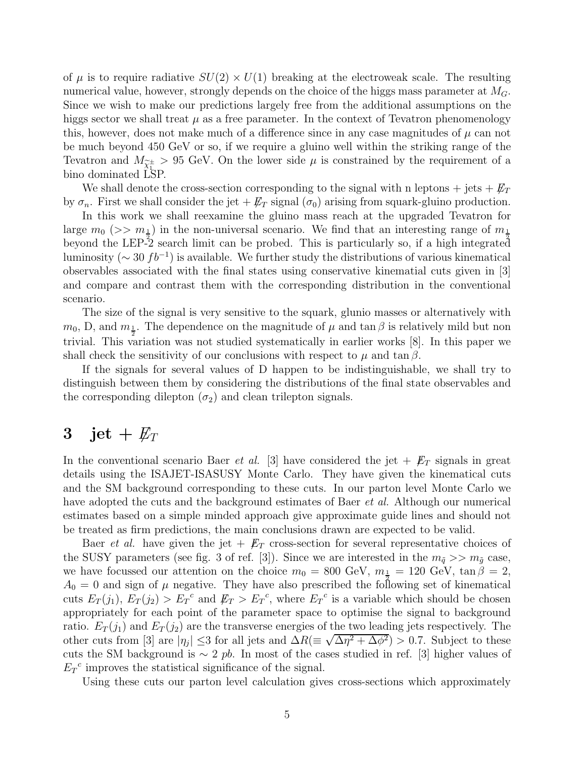of $\mu$ is to require radiative $SU(2) \times U(1)$ breaking at the electroweak scale. The resulting numerical value, however, strongly depends on the choice of the higgs mass parameter at $M_G$. Since we wish to make our predictions largely free from the additional assumptions on the higgs sector we shall treat $\mu$ as a free parameter. In the context of Tevatron phenomenology this, however, does not make much of a difference since in any case magnitudes of $\mu$ can not be much beyond 450 GeV or so, if we require a gluino well within the striking range of the Tevatron and $M_{\tilde{\chi}_1^\pm} > 95$ GeV. On the lower side $\mu$ is constrained by the requirement of a bino dominated LSP.

We shall denote the cross-section corresponding to the signal with n leptons + jets + $\not{E}_T$ by $\sigma_n$. First we shall consider the jet + $\not{E}_T$ signal ($\sigma_0$) arising from squark-gluino production.

In this work we shall reexamine the gluino mass reach at the upgraded Tevatron for large $m_0$ ($>> m_{\frac{1}{2}}$) in the non-universal scenario. We find that an interesting range of $m_{\frac{1}{2}}$ beyond the LEP-2 search limit can be probed. This is particularly so, if a high integrated luminosity ($\sim 30\ fb^{-1}$) is available. We further study the distributions of various kinematical observables associated with the final states using conservative kinematial cuts given in [3] and compare and contrast them with the corresponding distribution in the conventional scenario.

The size of the signal is very sensitive to the squark, glunio masses or alternatively with $m_0$, D, and $m_{\frac{1}{2}}$. The dependence on the magnitude of $\mu$ and $\tan\beta$ is relatively mild but non trivial. This variation was not studied systematically in earlier works [8]. In this paper we shall check the sensitivity of our conclusions with respect to $\mu$ and $\tan\beta$.

If the signals for several values of D happen to be indistinguishable, we shall try to distinguish between them by considering the distributions of the final state observables and the corresponding dilepton ($\sigma_2$) and clean trilepton signals.

# 3 jet + $\not{E}_T$

In the conventional scenario Baer *et al.* [3] have considered the jet + $\not{E}_T$ signals in great details using the ISAJET-ISASUSY Monte Carlo. They have given the kinematical cuts and the SM background corresponding to these cuts. In our parton level Monte Carlo we have adopted the cuts and the background estimates of Baer *et al.* Although our numerical estimates based on a simple minded approach give approximate guide lines and should not be treated as firm predictions, the main conclusions drawn are expected to be valid.

Baer *et al.* have given the jet + $\not{E}_T$ cross-section for several representative choices of the SUSY parameters (see fig. 3 of ref. [3]). Since we are interested in the $m_{\tilde{q}} >> m_{\tilde{g}}$ case, we have focussed our attention on the choice $m_0 = 800$ GeV, $m_{\frac{1}{2}} = 120$ GeV, $\tan\beta = 2$, $A_0 = 0$ and sign of $\mu$ negative. They have also prescribed the following set of kinematical cuts $E_T(j_1)$, $E_T(j_2) > {E_T}^c$ and $\not{E}_T > {E_T}^c$, where ${E_T}^c$ is a variable which should be chosen appropriately for each point of the parameter space to optimise the signal to background ratio. $E_T(j_1)$ and $E_T(j_2)$ are the transverse energies of the two leading jets respectively. The other cuts from [3] are $|\eta_j| \leq 3$ for all jets and $\Delta R (\equiv \sqrt{\Delta\eta^2 + \Delta\phi^2}) > 0.7$. Subject to these cuts the SM background is $\sim 2\ pb$. In most of the cases studied in ref. [3] higher values of ${E_T}^c$ improves the statistical significance of the signal.

Using these cuts our parton level calculation gives cross-sections which approximately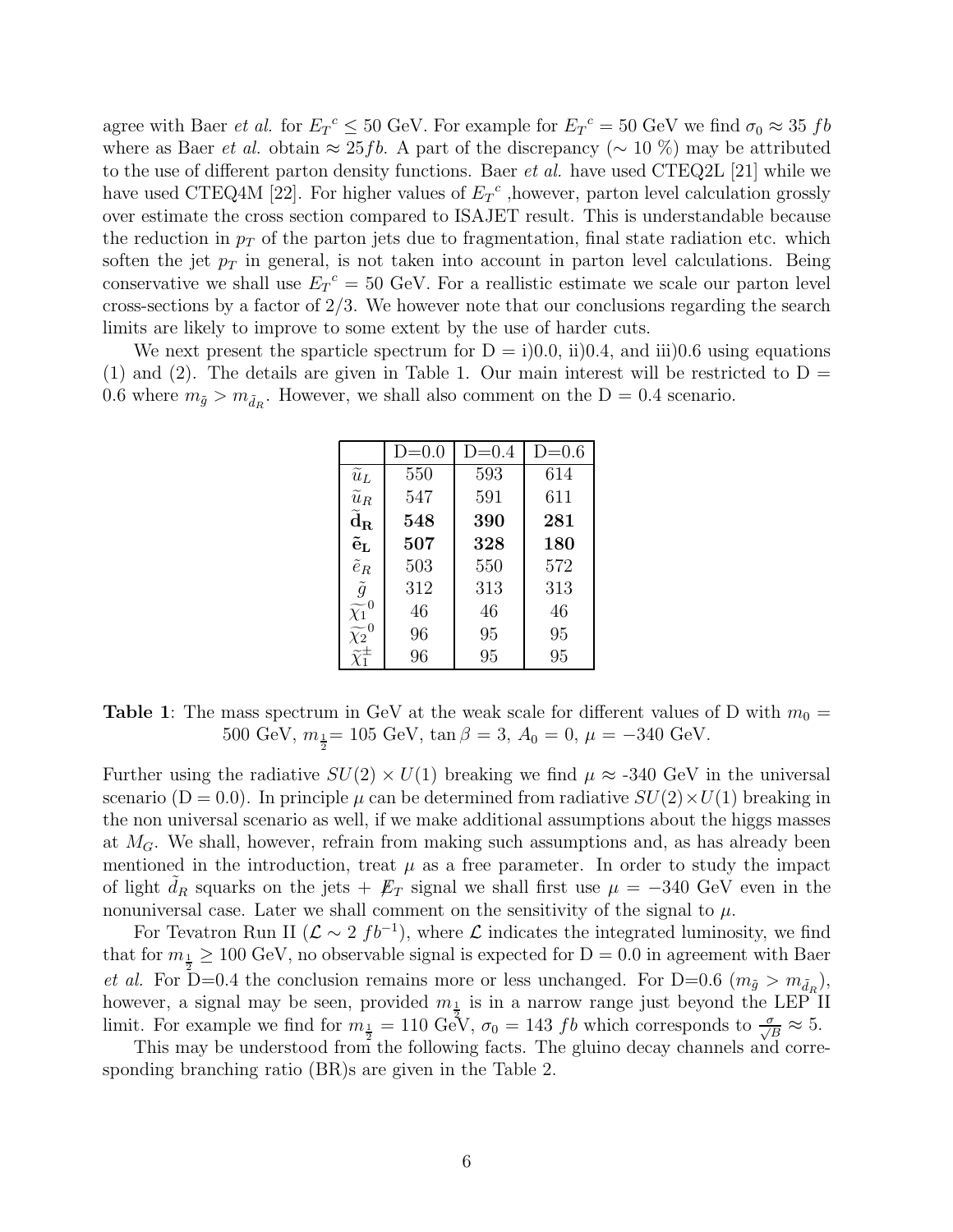agree with Baer *et al.* for $E_T{}^c \leq 50$ GeV. For example for $E_T{}^c = 50$ GeV we find $\sigma_0 \approx 35\ fb$ where as Baer *et al.* obtain $\approx 25 fb$. A part of the discrepancy ($\sim 10$ %) may be attributed to the use of different parton density functions. Baer *et al.* have used CTEQ2L [21] while we have used CTEQ4M [22]. For higher values of $E_T{}^c$ ,however, parton level calculation grossly over estimate the cross section compared to ISAJET result. This is understandable because the reduction in $p_T$ of the parton jets due to fragmentation, final state radiation etc. which soften the jet $p_T$ in general, is not taken into account in parton level calculations. Being conservative we shall use $E_T{}^c = 50$ GeV. For a reallistic estimate we scale our parton level cross-sections by a factor of 2/3. We however note that our conclusions regarding the search limits are likely to improve to some extent by the use of harder cuts.

We next present the sparticle spectrum for D = i)0.0, ii)0.4, and iii)0.6 using equations (1) and (2). The details are given in Table 1. Our main interest will be restricted to D = 0.6 where $m_{\tilde{g}} > m_{\tilde{d}_R}$. However, we shall also comment on the D = 0.4 scenario.

| | D=0.0 | D=0.4 | D=0.6 |
|---|---|---|---|
| $\widetilde{u}_L$ | 550 | 593 | 614 |
| $\widetilde{u}_R$ | 547 | 591 | 611 |
| $\mathbf{\widetilde{d}_R}$ | **548** | **390** | **281** |
| $\mathbf{\tilde{e}_L}$ | **507** | **328** | **180** |
| $\tilde{e}_R$ | 503 | 550 | 572 |
| $\tilde{g}$ | 312 | 313 | 313 |
| $\widetilde{\chi_1}^0$ | 46 | 46 | 46 |
| $\widetilde{\chi_2}^0$ | 96 | 95 | 95 |
| $\widetilde{\chi}_1^{\pm}$ | 96 | 95 | 95 |

**Table 1**: The mass spectrum in GeV at the weak scale for different values of D with $m_0 =$ 500 GeV, $m_{\frac{1}{2}}$= 105 GeV, $\tan\beta = 3$, $A_0 = 0$, $\mu = -340$ GeV.

Further using the radiative $SU(2) \times U(1)$ breaking we find $\mu \approx$ -340 GeV in the universal scenario (D = 0.0). In principle $\mu$ can be determined from radiative $SU(2) \times U(1)$ breaking in the non universal scenario as well, if we make additional assumptions about the higgs masses at $M_G$. We shall, however, refrain from making such assumptions and, as has already been mentioned in the introduction, treat $\mu$ as a free parameter. In order to study the impact of light $\tilde{d}_R$ squarks on the jets + $\not{E}_T$ signal we shall first use $\mu = -340$ GeV even in the nonuniversal case. Later we shall comment on the sensitivity of the signal to $\mu$.

For Tevatron Run II ($\mathcal{L} \sim 2\ fb^{-1}$), where $\mathcal{L}$ indicates the integrated luminosity, we find that for $m_{\frac{1}{2}} \geq 100$ GeV, no observable signal is expected for D = 0.0 in agreement with Baer *et al.* For D=0.4 the conclusion remains more or less unchanged. For D=0.6 ($m_{\tilde{g}} > m_{\tilde{d}_R}$), however, a signal may be seen, provided $m_{\frac{1}{2}}$ is in a narrow range just beyond the LEP II limit. For example we find for $m_{\frac{1}{2}} = 110$ GeV, $\sigma_0 = 143\ fb$ which corresponds to $\frac{\sigma}{\sqrt{B}} \approx 5$.

This may be understood from the following facts. The gluino decay channels and corresponding branching ratio (BR)s are given in the Table 2.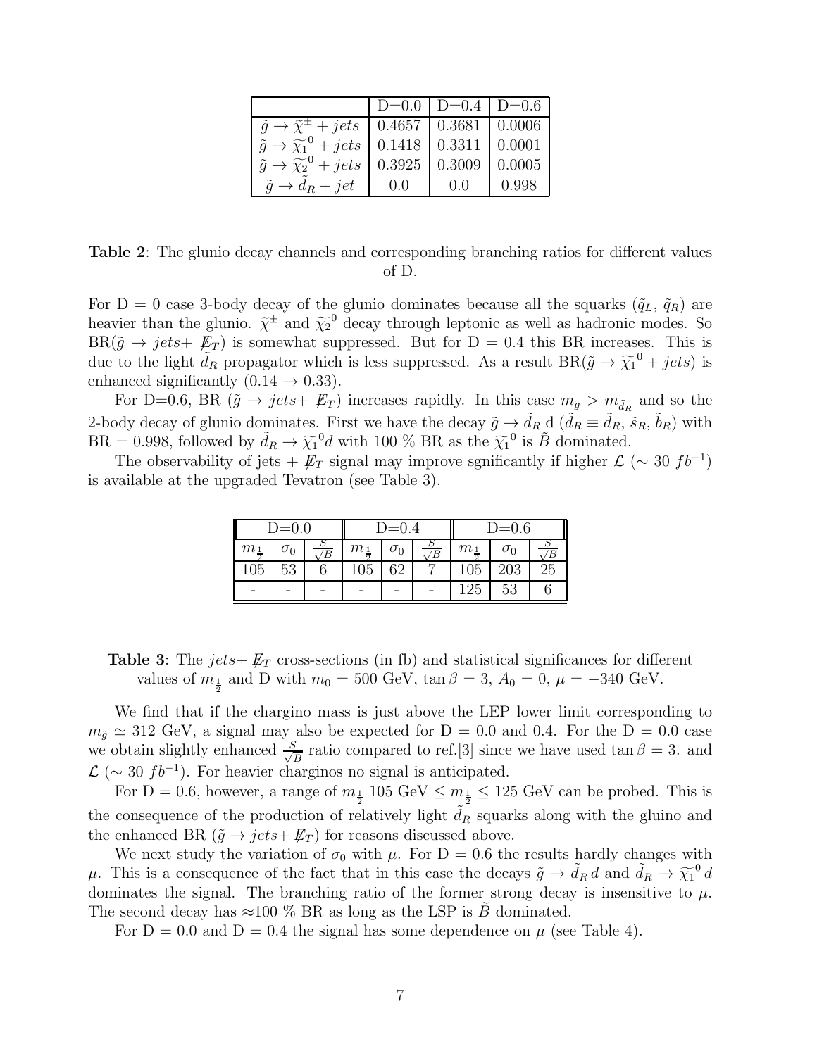| | D=0.0 | D=0.4 | D=0.6 |
|---|---|---|---|
| $\tilde{g} \to \widetilde{\chi}^{\pm} + jets$ | 0.4657 | 0.3681 | 0.0006 |
| $\tilde{g} \to \widetilde{\chi_1}^0 + jets$ | 0.1418 | 0.3311 | 0.0001 |
| $\tilde{g} \to \widetilde{\chi_2}^0 + jets$ | 0.3925 | 0.3009 | 0.0005 |
| $\tilde{g} \to \tilde{d}_R + jet$ | 0.0 | 0.0 | 0.998 |

**Table 2**: The glunio decay channels and corresponding branching ratios for different values of D.

For D = 0 case 3-body decay of the glunio dominates because all the squarks ($\tilde{q}_L$, $\tilde{q}_R$) are heavier than the glunio. $\widetilde{\chi}^{\pm}$ and $\widetilde{\chi_2}^0$ decay through leptonic as well as hadronic modes. So BR($\tilde{g} \to jets+ \not{E}_T$) is somewhat suppressed. But for D = 0.4 this BR increases. This is due to the light $\tilde{d}_R$ propagator which is less suppressed. As a result BR($\tilde{g} \to \widetilde{\chi_1}^0 + jets$) is enhanced significantly ($0.14 \to 0.33$).

For D=0.6, BR ($\tilde{g} \to jets+ \not{E}_T$) increases rapidly. In this case $m_{\tilde{g}} > m_{\tilde{d}_R}$ and so the 2-body decay of glunio dominates. First we have the decay $\tilde{g} \to \tilde{d}_R$ d ($\tilde{d}_R \equiv \tilde{d}_R$, $\tilde{s}_R$, $\tilde{b}_R$) with BR = 0.998, followed by $\tilde{d}_R \to \widetilde{\chi_1}^0 d$ with 100 % BR as the $\widetilde{\chi_1}^0$ is $\tilde{B}$ dominated.

The observability of jets + $\not{E}_T$ signal may improve sgnificantly if higher $\mathcal{L}$ ($\sim 30\ fb^{-1}$) is available at the upgraded Tevatron (see Table 3).

| D=0.0 | | | D=0.4 | | | D=0.6 | | |
|---|---|---|---|---|---|---|---|---|
| $m_{\frac{1}{2}}$ | $\sigma_0$ | $\frac{S}{\sqrt{B}}$ | $m_{\frac{1}{2}}$ | $\sigma_0$ | $\frac{S}{\sqrt{B}}$ | $m_{\frac{1}{2}}$ | $\sigma_0$ | $\frac{S}{\sqrt{B}}$ |
| 105 | 53 | 6 | 105 | 62 | 7 | 105 | 203 | 25 |
| - | - | - | - | - | - | 125 | 53 | 6 |

**Table 3**: The $jets+ \not{E}_T$ cross-sections (in fb) and statistical significances for different values of $m_{\frac{1}{2}}$ and D with $m_0 = 500$ GeV, $\tan\beta = 3$, $A_0 = 0$, $\mu = -340$ GeV.

We find that if the chargino mass is just above the LEP lower limit corresponding to $m_{\tilde{g}} \simeq 312$ GeV, a signal may also be expected for D = 0.0 and 0.4. For the D = 0.0 case we obtain slightly enhanced $\frac{S}{\sqrt{B}}$ ratio compared to ref.[3] since we have used $\tan\beta = 3$. and $\mathcal{L}$ ($\sim 30\ fb^{-1}$). For heavier charginos no signal is anticipated.

For D = 0.6, however, a range of $m_{\frac{1}{2}}$ 105 GeV $\leq m_{\frac{1}{2}} \leq$ 125 GeV can be probed. This is the consequence of the production of relatively light $\tilde{d}_R$ squarks along with the gluino and the enhanced BR ($\tilde{g} \to jets+ \not{E}_T$) for reasons discussed above.

We next study the variation of $\sigma_0$ with $\mu$. For D = 0.6 the results hardly changes with $\mu$. This is a consequence of the fact that in this case the decays $\tilde{g} \to \tilde{d}_R d$ and $\tilde{d}_R \to \widetilde{\chi_1}^0 d$ dominates the signal. The branching ratio of the former strong decay is insensitive to $\mu$. The second decay has $\approx$100 % BR as long as the LSP is $\widetilde{B}$ dominated.

For D = 0.0 and D = 0.4 the signal has some dependence on $\mu$ (see Table 4).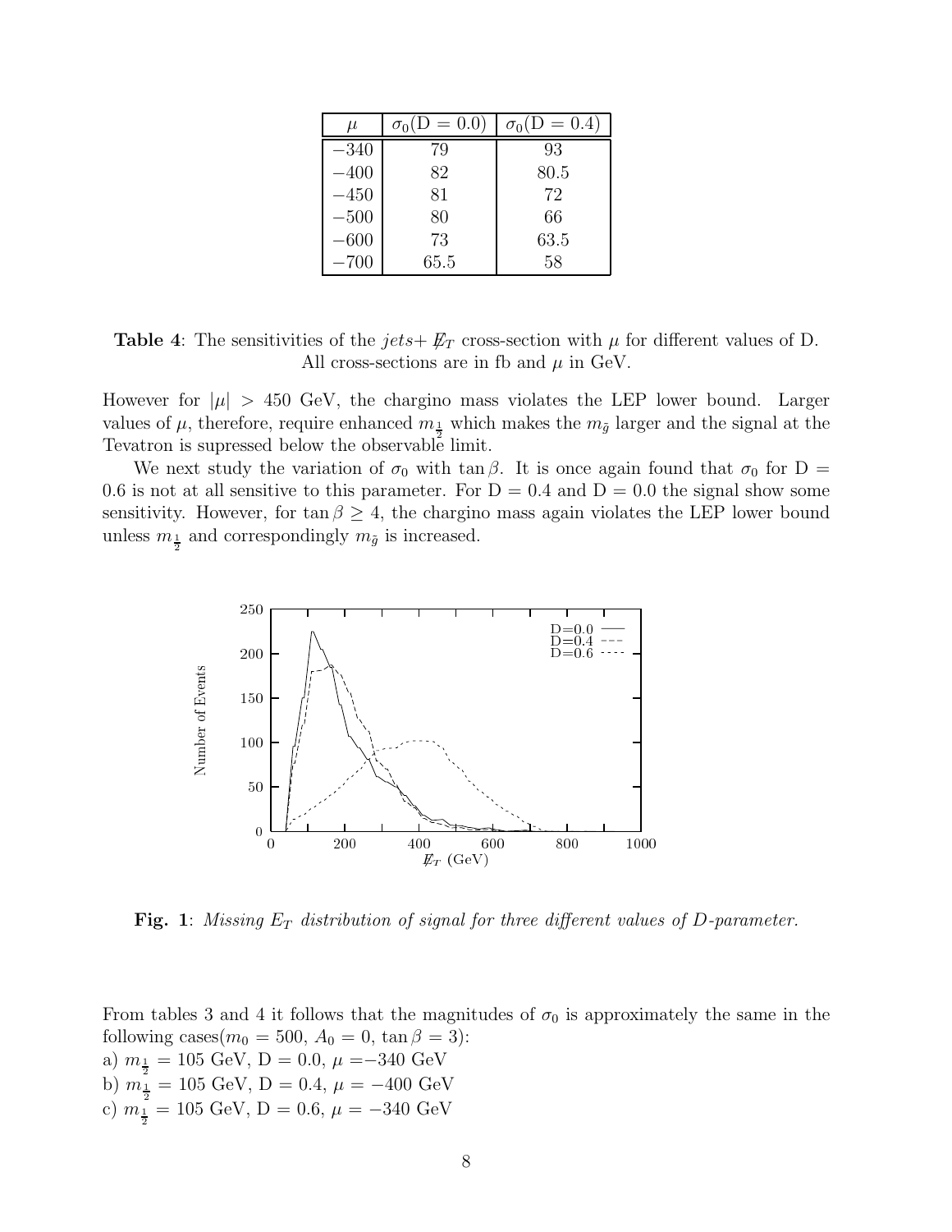| $\mu$ | $\sigma_0(\mathrm{D}=0.0)$ | $\sigma_0(\mathrm{D}=0.4)$ |
|---|---|---|
| $-340$ | 79 | 93 |
| $-400$ | 82 | 80.5 |
| $-450$ | 81 | 72 |
| $-500$ | 80 | 66 |
| $-600$ | 73 | 63.5 |
| $-700$ | 65.5 | 58 |

**Table 4**: The sensitivities of the $jets + \not\!\!E_T$ cross-section with $\mu$ for different values of D. All cross-sections are in fb and $\mu$ in GeV.

However for $|\mu| > 450$ GeV, the chargino mass violates the LEP lower bound. Larger values of $\mu$, therefore, require enhanced $m_{\frac{1}{2}}$ which makes the $m_{\tilde{g}}$ larger and the signal at the Tevatron is supressed below the observable limit.

We next study the variation of $\sigma_0$ with $\tan\beta$. It is once again found that $\sigma_0$ for D = 0.6 is not at all sensitive to this parameter. For D = 0.4 and D = 0.0 the signal show some sensitivity. However, for $\tan\beta \geq 4$, the chargino mass again violates the LEP lower bound unless $m_{\frac{1}{2}}$ and correspondingly $m_{\tilde{g}}$ is increased.

**Fig. 1**: *Missing $E_T$ distribution of signal for three different values of D-parameter.*

From tables 3 and 4 it follows that the magnitudes of $\sigma_0$ is approximately the same in the following cases($m_0 = 500$, $A_0 = 0$, $\tan\beta = 3$):

a) $m_{\frac{1}{2}} = 105$ GeV, D = 0.0, $\mu = -340$ GeV

b) $m_{\frac{1}{2}} = 105$ GeV, D = 0.4, $\mu = -400$ GeV

c) $m_{\frac{1}{2}} = 105$ GeV, D = 0.6, $\mu = -340$ GeV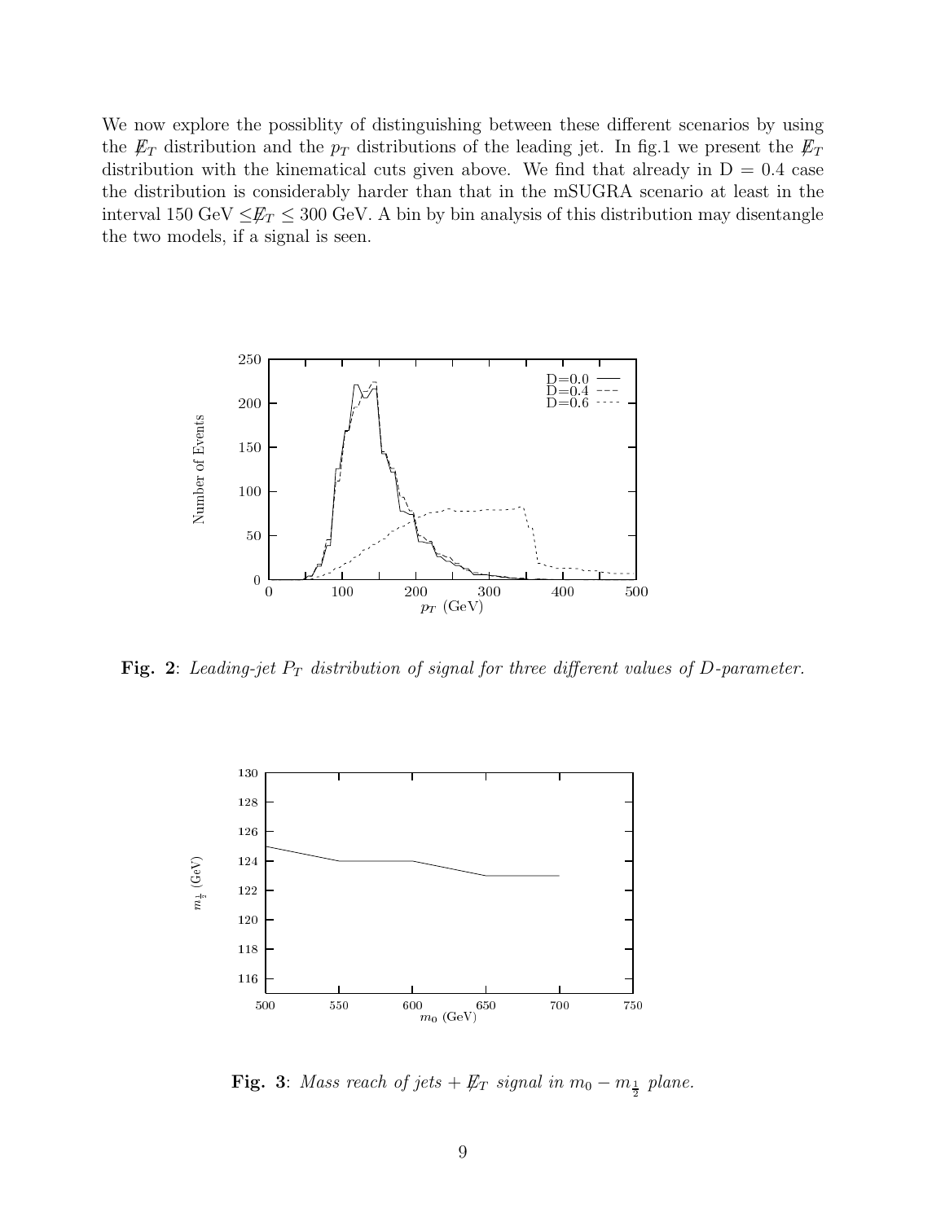We now explore the possiblity of distinguishing between these different scenarios by using the $\not{E}_T$ distribution and the $p_T$ distributions of the leading jet. In fig.1 we present the $\not{E}_T$ distribution with the kinematical cuts given above. We find that already in D = 0.4 case the distribution is considerably harder than that in the mSUGRA scenario at least in the interval 150 GeV $\leq \not{E}_T \leq$ 300 GeV. A bin by bin analysis of this distribution may disentangle the two models, if a signal is seen.

**Fig. 2**: *Leading-jet $P_T$ distribution of signal for three different values of D-parameter.*

**Fig. 3**: *Mass reach of jets + $\not{E}_T$ signal in $m_0 - m_{\frac{1}{2}}$ plane.*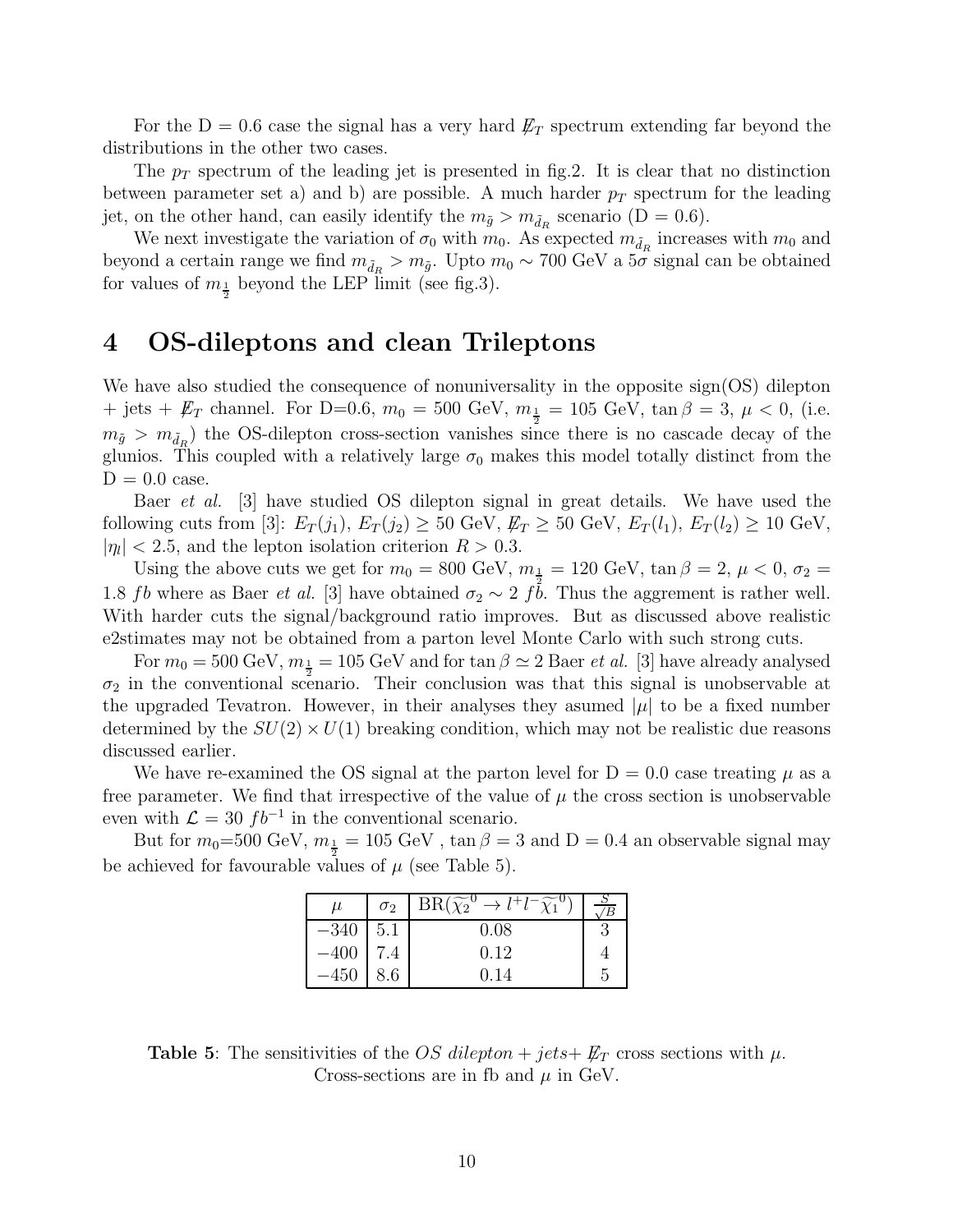For the D = 0.6 case the signal has a very hard $\not{E}_T$ spectrum extending far beyond the distributions in the other two cases.

The $p_T$ spectrum of the leading jet is presented in fig.2. It is clear that no distinction between parameter set a) and b) are possible. A much harder $p_T$ spectrum for the leading jet, on the other hand, can easily identify the $m_{\tilde{g}} > m_{\tilde{d}_R}$ scenario (D = 0.6).

We next investigate the variation of $\sigma_0$ with $m_0$. As expected $m_{\tilde{d}_R}$ increases with $m_0$ and beyond a certain range we find $m_{\tilde{d}_R} > m_{\tilde{g}}$. Upto $m_0 \sim 700$ GeV a $5\sigma$ signal can be obtained for values of $m_{\frac{1}{2}}$ beyond the LEP limit (see fig.3).

# 4 OS-dileptons and clean Trileptons

We have also studied the consequence of nonuniversality in the opposite sign(OS) dilepton + jets + $\not{E}_T$ channel. For D=0.6, $m_0$ = 500 GeV, $m_{\frac{1}{2}}$ = 105 GeV, $\tan\beta = 3$, $\mu < 0$, (i.e. $m_{\tilde{g}} > m_{\tilde{d}_R}$) the OS-dilepton cross-section vanishes since there is no cascade decay of the glunios. This coupled with a relatively large $\sigma_0$ makes this model totally distinct from the D = 0.0 case.

Baer *et al.* [3] have studied OS dilepton signal in great details. We have used the following cuts from [3]: $E_T(j_1)$, $E_T(j_2) \geq 50$ GeV, $\not{E}_T \geq 50$ GeV, $E_T(l_1)$, $E_T(l_2) \geq 10$ GeV, $|\eta_l| < 2.5$, and the lepton isolation criterion $R > 0.3$.

Using the above cuts we get for $m_0$ = 800 GeV, $m_{\frac{1}{2}}$ = 120 GeV, $\tan\beta = 2$, $\mu < 0$, $\sigma_2$ = 1.8 $fb$ where as Baer *et al.* [3] have obtained $\sigma_2 \sim 2$ $fb$. Thus the aggrement is rather well. With harder cuts the signal/background ratio improves. But as discussed above realistic e2stimates may not be obtained from a parton level Monte Carlo with such strong cuts.

For $m_0 = 500$ GeV, $m_{\frac{1}{2}} = 105$ GeV and for $\tan\beta \simeq 2$ Baer *et al.* [3] have already analysed $\sigma_2$ in the conventional scenario. Their conclusion was that this signal is unobservable at the upgraded Tevatron. However, in their analyses they asumed $|\mu|$ to be a fixed number determined by the $SU(2) \times U(1)$ breaking condition, which may not be realistic due reasons discussed earlier.

We have re-examined the OS signal at the parton level for D = 0.0 case treating $\mu$ as a free parameter. We find that irrespective of the value of $\mu$ the cross section is unobservable even with $\mathcal{L} = 30$ $fb^{-1}$ in the conventional scenario.

But for $m_0$=500 GeV, $m_{\frac{1}{2}}$ = 105 GeV , $\tan\beta = 3$ and D = 0.4 an observable signal may be achieved for favourable values of $\mu$ (see Table 5).

| $\mu$ | $\sigma_2$ | BR($\widetilde{\chi}_2^0 \to l^+l^-\widetilde{\chi}_1^0$) | $\frac{S}{\sqrt{B}}$ |
|---|---|---|---|
| $-340$ | 5.1 | 0.08 | 3 |
| $-400$ | 7.4 | 0.12 | 4 |
| $-450$ | 8.6 | 0.14 | 5 |

**Table 5**: The sensitivities of the *OS dilepton* + *jets*+ $\not{E}_T$ cross sections with $\mu$. Cross-sections are in fb and $\mu$ in GeV.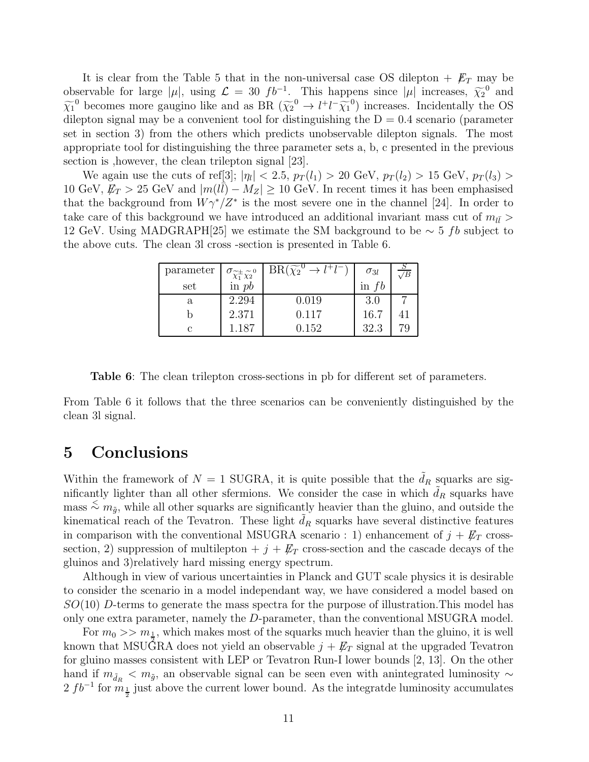It is clear from the Table 5 that in the non-universal case OS dilepton + $\not{E}_T$ may be observable for large $|\mu|$, using $\mathcal{L} = 30\ fb^{-1}$. This happens since $|\mu|$ increases, $\widetilde{\chi}_2^{\ 0}$ and $\widetilde{\chi}_1^{\ 0}$ becomes more gaugino like and as BR ($\widetilde{\chi}_2^{\ 0} \to l^+ l^- \widetilde{\chi}_1^{\ 0}$) increases. Incidentally the OS dilepton signal may be a convenient tool for distinguishing the D = 0.4 scenario (parameter set in section 3) from the others which predicts unobservable dilepton signals. The most appropriate tool for distinguishing the three parameter sets a, b, c presented in the previous section is ,however, the clean trilepton signal [23].

We again use the cuts of ref[3]; $|\eta_l| < 2.5$, $p_T(l_1) > 20$ GeV, $p_T(l_2) > 15$ GeV, $p_T(l_3) > 10$ GeV, $\not{E}_T > 25$ GeV and $|m(l\bar{l}) - M_Z| \geq 10$ GeV. In recent times it has been emphasised that the background from $W\gamma^*/Z^*$ is the most severe one in the channel [24]. In order to take care of this background we have introduced an additional invariant mass cut of $m_{l\bar{l}} > 12$ GeV. Using MADGRAPH[25] we estimate the SM background to be $\sim 5\ fb$ subject to the above cuts. The clean 3l cross -section is presented in Table 6.

| parameter set | $\sigma_{\widetilde{\chi}_1^{\pm}\widetilde{\chi}_2^{\ 0}}$ in $pb$ | BR($\widetilde{\chi}_2^{\ 0} \to l^+l^-$) | $\sigma_{3l}$ in $fb$ | $\frac{S}{\sqrt{B}}$ |
|---|---|---|---|---|
| a | 2.294 | 0.019 | 3.0 | 7 |
| b | 2.371 | 0.117 | 16.7 | 41 |
| c | 1.187 | 0.152 | 32.3 | 79 |

**Table 6**: The clean trilepton cross-sections in pb for different set of parameters.

From Table 6 it follows that the three scenarios can be conveniently distinguished by the clean 3l signal.

# 5 Conclusions

Within the framework of $N = 1$ SUGRA, it is quite possible that the $\tilde{d}_R$ squarks are significantly lighter than all other sfermions. We consider the case in which $\tilde{d}_R$ squarks have mass $\lesssim m_{\tilde{g}}$, while all other squarks are significantly heavier than the gluino, and outside the kinematical reach of the Tevatron. These light $\tilde{d}_R$ squarks have several distinctive features in comparison with the conventional MSUGRA scenario : 1) enhancement of $j + \not{E}_T$ cross-section, 2) suppression of multilepton + $j$ + $\not{E}_T$ cross-section and the cascade decays of the gluinos and 3)relatively hard missing energy spectrum.

Although in view of various uncertainties in Planck and GUT scale physics it is desirable to consider the scenario in a model independant way, we have considered a model based on $SO(10)$ $D$-terms to generate the mass spectra for the purpose of illustration.This model has only one extra parameter, namely the $D$-parameter, than the conventional MSUGRA model.

For $m_0 >> m_{\frac{1}{2}}$, which makes most of the squarks much heavier than the gluino, it is well known that MSUGRA does not yield an observable $j + \not{E}_T$ signal at the upgraded Tevatron for gluino masses consistent with LEP or Tevatron Run-I lower bounds [2, 13]. On the other hand if $m_{\tilde{d}_R} < m_{\tilde{g}}$, an observable signal can be seen even with anintegrated luminosity $\sim 2\ fb^{-1}$ for $m_{\frac{1}{2}}$ just above the current lower bound. As the integratde luminosity accumulates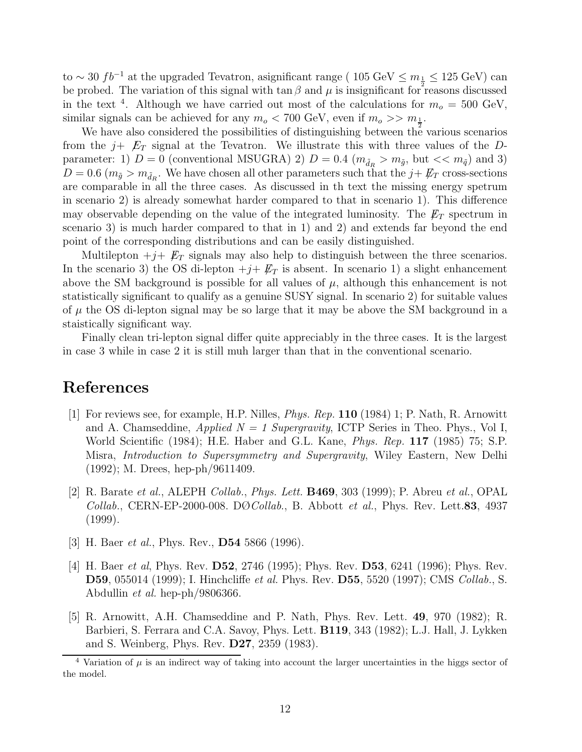to $\sim 30\ fb^{-1}$ at the upgraded Tevatron, asignificant range ( 105 GeV $\leq m_{\frac{1}{2}} \leq$ 125 GeV) can be probed. The variation of this signal with $\tan\beta$ and $\mu$ is insignificant for reasons discussed in the text [4]. Although we have carried out most of the calculations for $m_o = 500$ GeV, similar signals can be achieved for any $m_o < 700$ GeV, even if $m_o >> m_{\frac{1}{2}}$.

We have also considered the possibilities of distinguishing between the various scenarios from the $j+ \not{E}_T$ signal at the Tevatron. We illustrate this with three values of the $D$-parameter: 1) $D = 0$ (conventional MSUGRA) 2) $D = 0.4$ ($m_{\tilde{d}_R} > m_{\tilde{g}}$, but $<< m_{\tilde{q}}$) and 3) $D = 0.6$ ($m_{\tilde{g}} > m_{\tilde{d}_R}$. We have chosen all other parameters such that the $j+ \not{E}_T$ cross-sections are comparable in all the three cases. As discussed in th text the missing energy spetrum in scenario 2) is already somewhat harder compared to that in scenario 1). This difference may observable depending on the value of the integrated luminosity. The $\not{E}_T$ spectrum in scenario 3) is much harder compared to that in 1) and 2) and extends far beyond the end point of the corresponding distributions and can be easily distinguished.

Multilepton $+j+ \not{E}_T$ signals may also help to distinguish between the three scenarios. In the scenario 3) the OS di-lepton $+j+ \not{E}_T$ is absent. In scenario 1) a slight enhancement above the SM background is possible for all values of $\mu$, although this enhancement is not statistically significant to qualify as a genuine SUSY signal. In scenario 2) for suitable values of $\mu$ the OS di-lepton signal may be so large that it may be above the SM background in a staistically significant way.

Finally clean tri-lepton signal differ quite appreciably in the three cases. It is the largest in case 3 while in case 2 it is still muh larger than that in the conventional scenario.

# References

[1] For reviews see, for example, H.P. Nilles, *Phys. Rep.* **110** (1984) 1; P. Nath, R. Arnowitt and A. Chamseddine, *Applied N = 1 Supergravity*, ICTP Series in Theo. Phys., Vol I, World Scientific (1984); H.E. Haber and G.L. Kane, *Phys. Rep.* **117** (1985) 75; S.P. Misra, *Introduction to Supersymmetry and Supergravity*, Wiley Eastern, New Delhi (1992); M. Drees, hep-ph/9611409.

[2] R. Barate *et al.*, ALEPH *Collab.*, *Phys. Lett.* **B469**, 303 (1999); P. Abreu *et al.*, OPAL *Collab.*, CERN-EP-2000-008. DØ*Collab.*, B. Abbott *et al.*, Phys. Rev. Lett.**83**, 4937 (1999).

[3] H. Baer *et al.*, Phys. Rev., **D54** 5866 (1996).

[4] H. Baer *et al*, Phys. Rev. **D52**, 2746 (1995); Phys. Rev. **D53**, 6241 (1996); Phys. Rev. **D59**, 055014 (1999); I. Hinchcliffe *et al.* Phys. Rev. **D55**, 5520 (1997); CMS *Collab.*, S. Abdullin *et al.* hep-ph/9806366.

[5] R. Arnowitt, A.H. Chamseddine and P. Nath, Phys. Rev. Lett. **49**, 970 (1982); R. Barbieri, S. Ferrara and C.A. Savoy, Phys. Lett. **B119**, 343 (1982); L.J. Hall, J. Lykken and S. Weinberg, Phys. Rev. **D27**, 2359 (1983).

[4] Variation of $\mu$ is an indirect way of taking into account the larger uncertainties in the higgs sector of the model.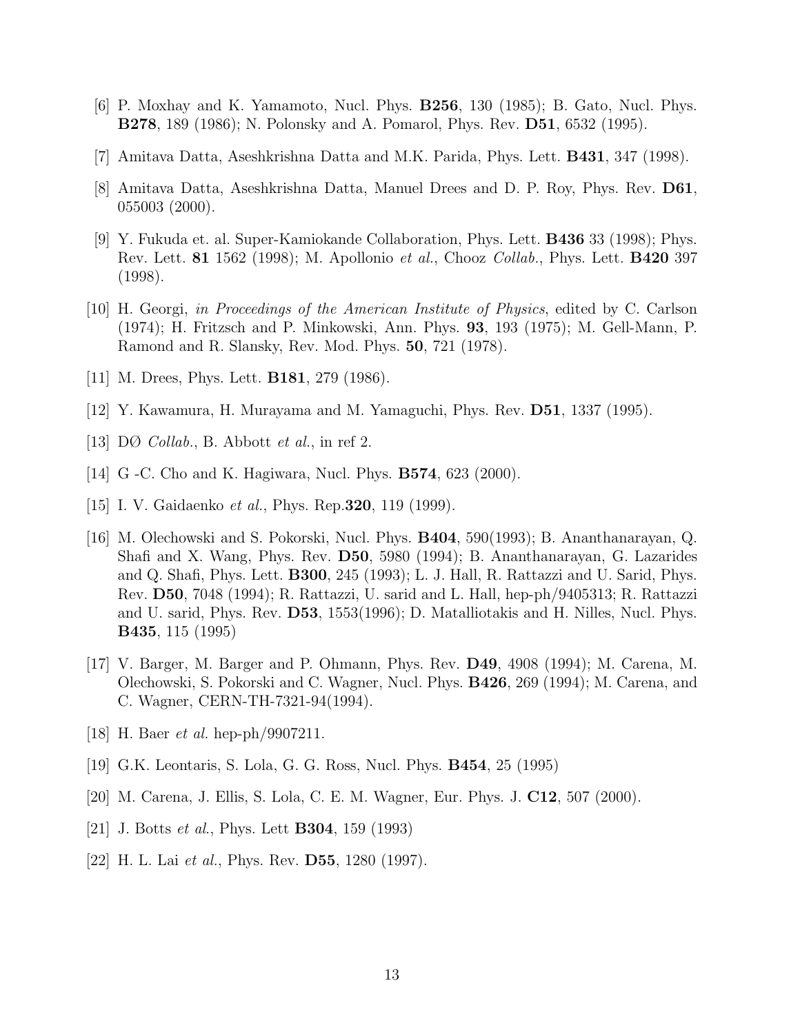[6] P. Moxhay and K. Yamamoto, Nucl. Phys. **B256**, 130 (1985); B. Gato, Nucl. Phys. **B278**, 189 (1986); N. Polonsky and A. Pomarol, Phys. Rev. **D51**, 6532 (1995).

[7] Amitava Datta, Aseshkrishna Datta and M.K. Parida, Phys. Lett. **B431**, 347 (1998).

[8] Amitava Datta, Aseshkrishna Datta, Manuel Drees and D. P. Roy, Phys. Rev. **D61**, 055003 (2000).

[9] Y. Fukuda et. al. Super-Kamiokande Collaboration, Phys. Lett. **B436** 33 (1998); Phys. Rev. Lett. **81** 1562 (1998); M. Apollonio *et al.*, Chooz *Collab.*, Phys. Lett. **B420** 397 (1998).

[10] H. Georgi, *in Proceedings of the American Institute of Physics*, edited by C. Carlson (1974); H. Fritzsch and P. Minkowski, Ann. Phys. **93**, 193 (1975); M. Gell-Mann, P. Ramond and R. Slansky, Rev. Mod. Phys. **50**, 721 (1978).

[11] M. Drees, Phys. Lett. **B181**, 279 (1986).

[12] Y. Kawamura, H. Murayama and M. Yamaguchi, Phys. Rev. **D51**, 1337 (1995).

[13] DØ *Collab.*, B. Abbott *et al.*, in ref 2.

[14] G -C. Cho and K. Hagiwara, Nucl. Phys. **B574**, 623 (2000).

[15] I. V. Gaidaenko *et al.*, Phys. Rep.**320**, 119 (1999).

[16] M. Olechowski and S. Pokorski, Nucl. Phys. **B404**, 590(1993); B. Ananthanarayan, Q. Shafi and X. Wang, Phys. Rev. **D50**, 5980 (1994); B. Ananthanarayan, G. Lazarides and Q. Shafi, Phys. Lett. **B300**, 245 (1993); L. J. Hall, R. Rattazzi and U. Sarid, Phys. Rev. **D50**, 7048 (1994); R. Rattazzi, U. sarid and L. Hall, hep-ph/9405313; R. Rattazzi and U. sarid, Phys. Rev. **D53**, 1553(1996); D. Matalliotakis and H. Nilles, Nucl. Phys. **B435**, 115 (1995)

[17] V. Barger, M. Barger and P. Ohmann, Phys. Rev. **D49**, 4908 (1994); M. Carena, M. Olechowski, S. Pokorski and C. Wagner, Nucl. Phys. **B426**, 269 (1994); M. Carena, and C. Wagner, CERN-TH-7321-94(1994).

[18] H. Baer *et al.* hep-ph/9907211.

[19] G.K. Leontaris, S. Lola, G. G. Ross, Nucl. Phys. **B454**, 25 (1995)

[20] M. Carena, J. Ellis, S. Lola, C. E. M. Wagner, Eur. Phys. J. **C12**, 507 (2000).

[21] J. Botts *et al.*, Phys. Lett **B304**, 159 (1993)

[22] H. L. Lai *et al.*, Phys. Rev. **D55**, 1280 (1997).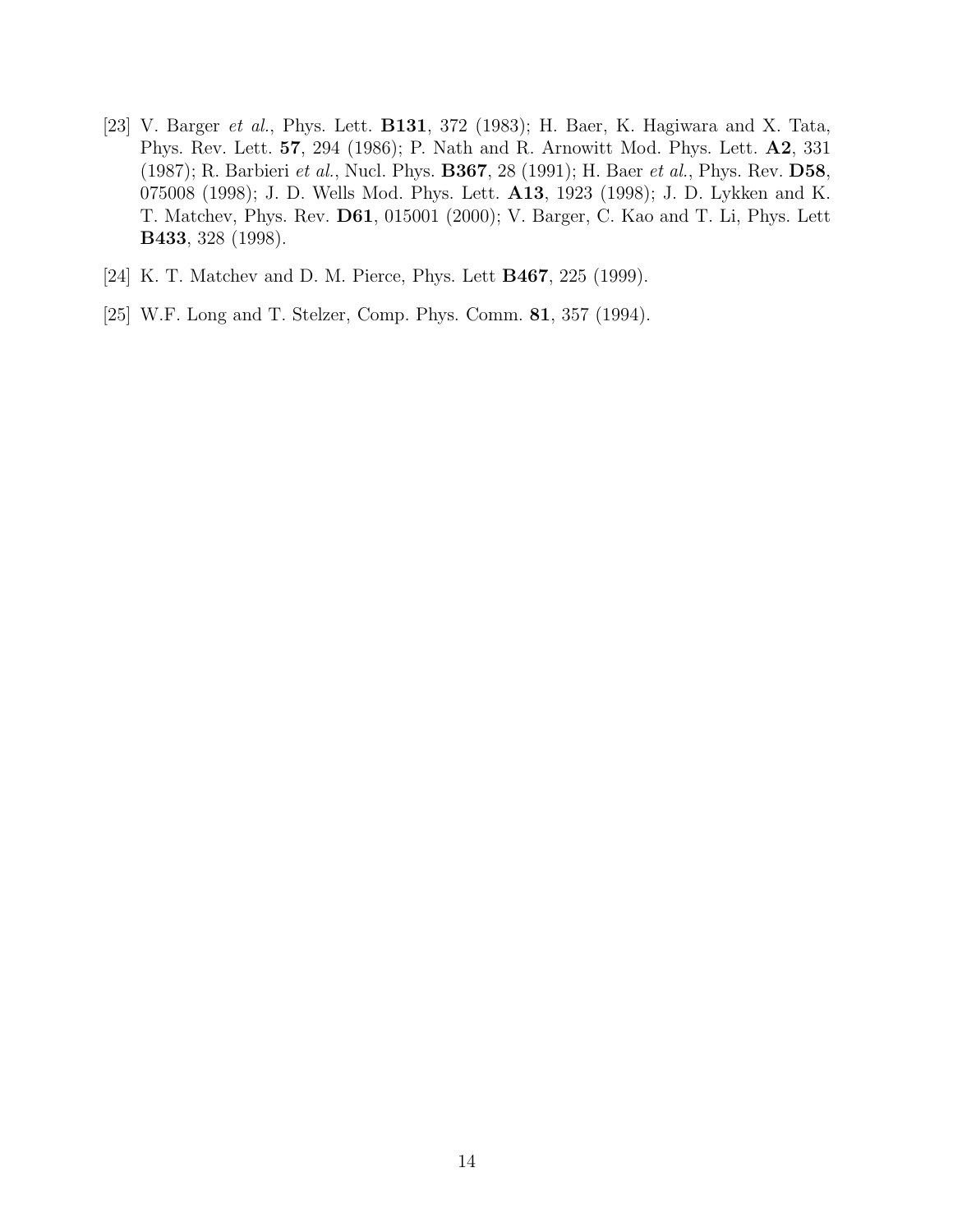[23] V. Barger *et al.*, Phys. Lett. **B131**, 372 (1983); H. Baer, K. Hagiwara and X. Tata, Phys. Rev. Lett. **57**, 294 (1986); P. Nath and R. Arnowitt Mod. Phys. Lett. **A2**, 331 (1987); R. Barbieri *et al.*, Nucl. Phys. **B367**, 28 (1991); H. Baer *et al.*, Phys. Rev. **D58**, 075008 (1998); J. D. Wells Mod. Phys. Lett. **A13**, 1923 (1998); J. D. Lykken and K. T. Matchev, Phys. Rev. **D61**, 015001 (2000); V. Barger, C. Kao and T. Li, Phys. Lett **B433**, 328 (1998).

[24] K. T. Matchev and D. M. Pierce, Phys. Lett **B467**, 225 (1999).

[25] W.F. Long and T. Stelzer, Comp. Phys. Comm. **81**, 357 (1994).